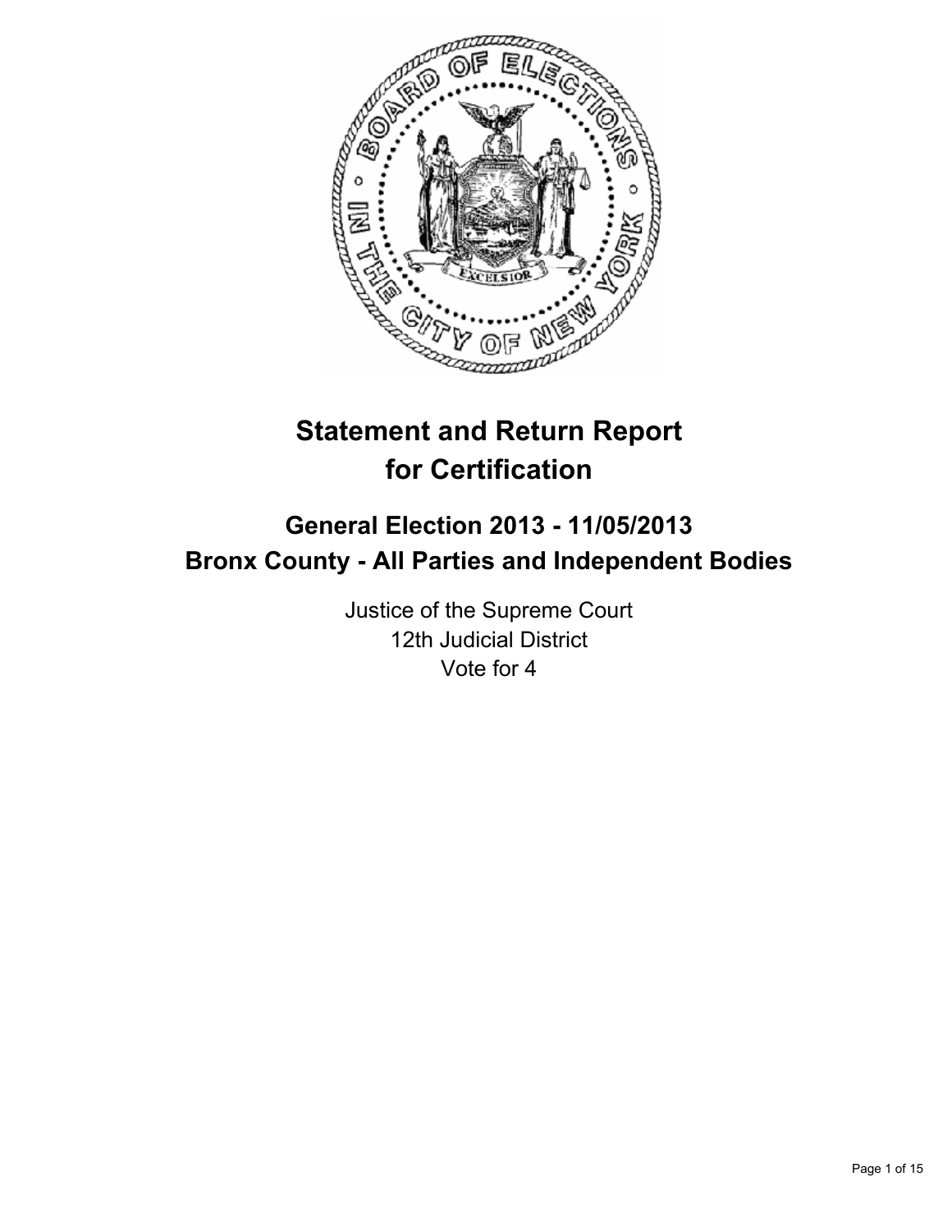# Statement and Return Report for Certification

## General Election 2013 - 11/05/2013
## Bronx County - All Parties and Independent Bodies

Justice of the Supreme Court
12th Judicial District
Vote for 4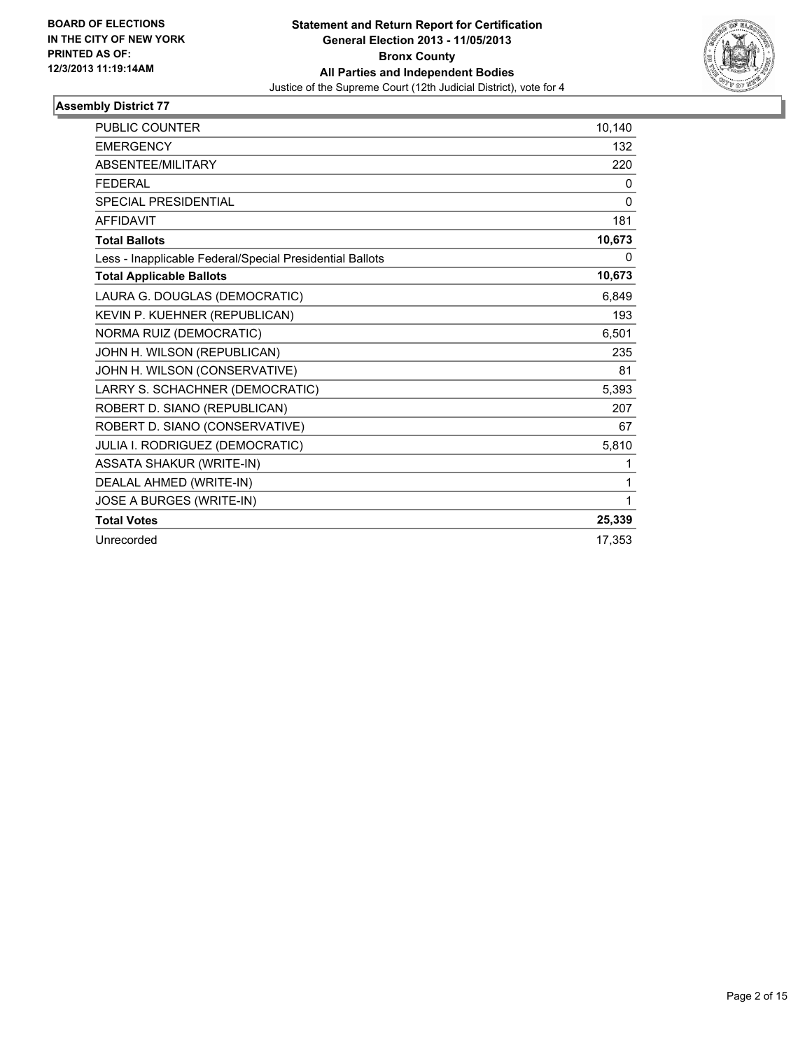BOARD OF ELECTIONS
IN THE CITY OF NEW YORK
PRINTED AS OF:
12/3/2013 11:19:14AM

**Statement and Return Report for Certification**
**General Election 2013 - 11/05/2013**
**Bronx County**
**All Parties and Independent Bodies**
Justice of the Supreme Court (12th Judicial District), vote for 4

## Assembly District 77

| | |
|---|---|
| PUBLIC COUNTER | 10,140 |
| EMERGENCY | 132 |
| ABSENTEE/MILITARY | 220 |
| FEDERAL | 0 |
| SPECIAL PRESIDENTIAL | 0 |
| AFFIDAVIT | 181 |
| **Total Ballots** | **10,673** |
| Less - Inapplicable Federal/Special Presidential Ballots | 0 |
| **Total Applicable Ballots** | **10,673** |
| LAURA G. DOUGLAS (DEMOCRATIC) | 6,849 |
| KEVIN P. KUEHNER (REPUBLICAN) | 193 |
| NORMA RUIZ (DEMOCRATIC) | 6,501 |
| JOHN H. WILSON (REPUBLICAN) | 235 |
| JOHN H. WILSON (CONSERVATIVE) | 81 |
| LARRY S. SCHACHNER (DEMOCRATIC) | 5,393 |
| ROBERT D. SIANO (REPUBLICAN) | 207 |
| ROBERT D. SIANO (CONSERVATIVE) | 67 |
| JULIA I. RODRIGUEZ (DEMOCRATIC) | 5,810 |
| ASSATA SHAKUR (WRITE-IN) | 1 |
| DEALAL AHMED (WRITE-IN) | 1 |
| JOSE A BURGES (WRITE-IN) | 1 |
| **Total Votes** | **25,339** |
| Unrecorded | 17,353 |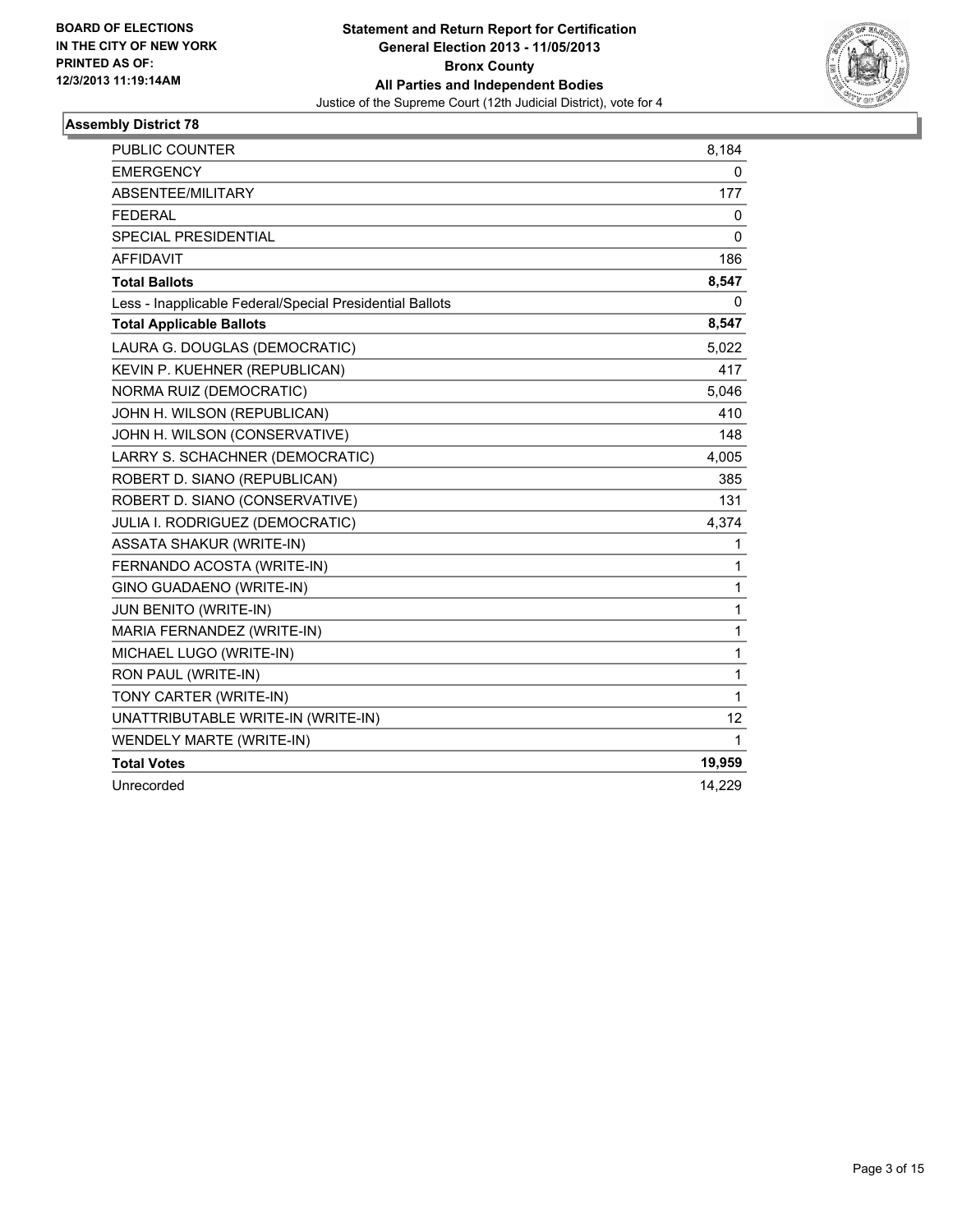BOARD OF ELECTIONS
IN THE CITY OF NEW YORK
PRINTED AS OF:
12/3/2013 11:19:14AM

**Statement and Return Report for Certification**
**General Election 2013 - 11/05/2013**
**Bronx County**
**All Parties and Independent Bodies**
Justice of the Supreme Court (12th Judicial District), vote for 4

### Assembly District 78

| | |
|---|---|
| PUBLIC COUNTER | 8,184 |
| EMERGENCY | 0 |
| ABSENTEE/MILITARY | 177 |
| FEDERAL | 0 |
| SPECIAL PRESIDENTIAL | 0 |
| AFFIDAVIT | 186 |
| **Total Ballots** | **8,547** |
| Less - Inapplicable Federal/Special Presidential Ballots | 0 |
| **Total Applicable Ballots** | **8,547** |
| LAURA G. DOUGLAS (DEMOCRATIC) | 5,022 |
| KEVIN P. KUEHNER (REPUBLICAN) | 417 |
| NORMA RUIZ (DEMOCRATIC) | 5,046 |
| JOHN H. WILSON (REPUBLICAN) | 410 |
| JOHN H. WILSON (CONSERVATIVE) | 148 |
| LARRY S. SCHACHNER (DEMOCRATIC) | 4,005 |
| ROBERT D. SIANO (REPUBLICAN) | 385 |
| ROBERT D. SIANO (CONSERVATIVE) | 131 |
| JULIA I. RODRIGUEZ (DEMOCRATIC) | 4,374 |
| ASSATA SHAKUR (WRITE-IN) | 1 |
| FERNANDO ACOSTA (WRITE-IN) | 1 |
| GINO GUADAENO (WRITE-IN) | 1 |
| JUN BENITO (WRITE-IN) | 1 |
| MARIA FERNANDEZ (WRITE-IN) | 1 |
| MICHAEL LUGO (WRITE-IN) | 1 |
| RON PAUL (WRITE-IN) | 1 |
| TONY CARTER (WRITE-IN) | 1 |
| UNATTRIBUTABLE WRITE-IN (WRITE-IN) | 12 |
| WENDELY MARTE (WRITE-IN) | 1 |
| **Total Votes** | **19,959** |
| Unrecorded | 14,229 |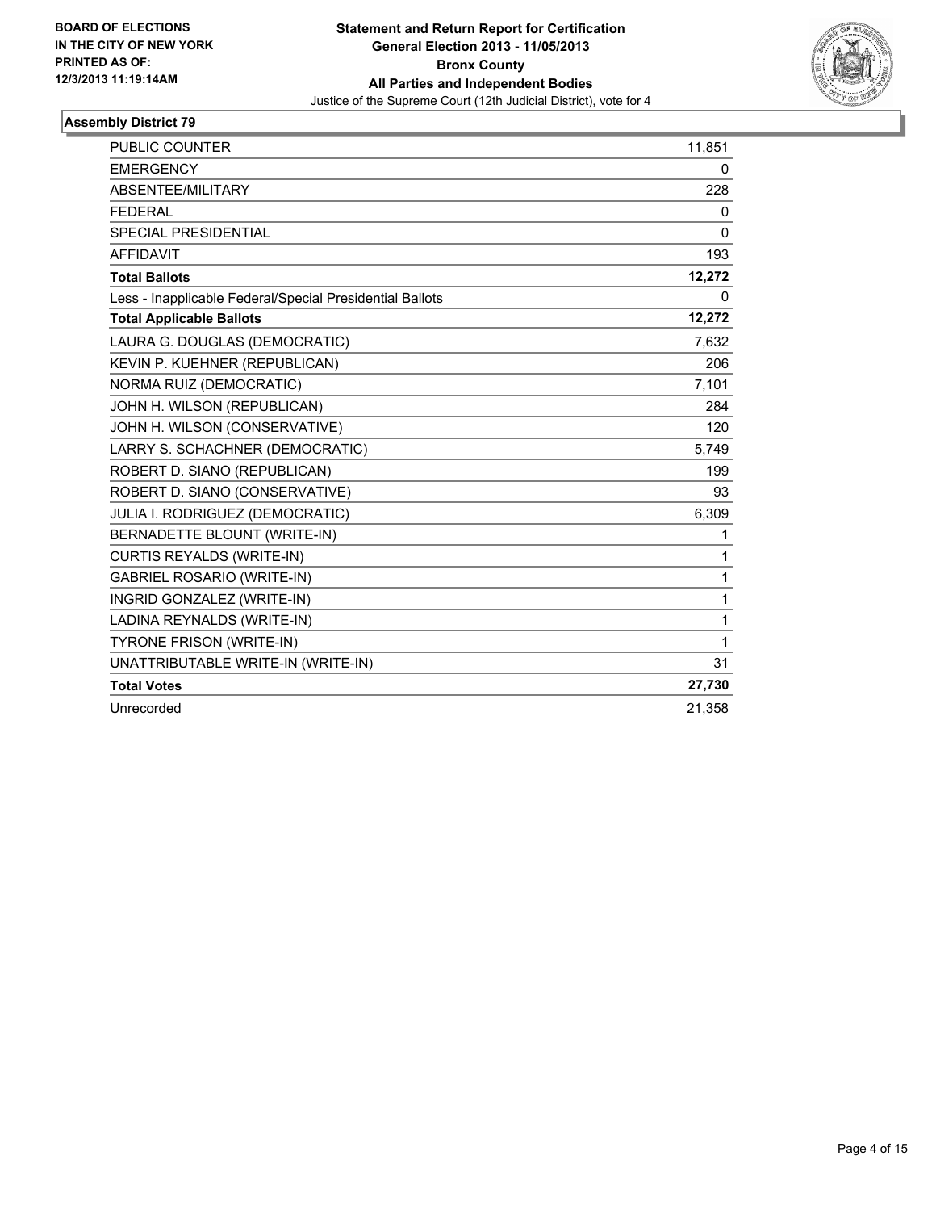**BOARD OF ELECTIONS IN THE CITY OF NEW YORK PRINTED AS OF: 12/3/2013 11:19:14AM**

**Statement and Return Report for Certification General Election 2013 - 11/05/2013 Bronx County All Parties and Independent Bodies**

Justice of the Supreme Court (12th Judicial District), vote for 4

## Assembly District 79

| | |
|---|---|
| PUBLIC COUNTER | 11,851 |
| EMERGENCY | 0 |
| ABSENTEE/MILITARY | 228 |
| FEDERAL | 0 |
| SPECIAL PRESIDENTIAL | 0 |
| AFFIDAVIT | 193 |
| **Total Ballots** | **12,272** |
| Less - Inapplicable Federal/Special Presidential Ballots | 0 |
| **Total Applicable Ballots** | **12,272** |
| LAURA G. DOUGLAS (DEMOCRATIC) | 7,632 |
| KEVIN P. KUEHNER (REPUBLICAN) | 206 |
| NORMA RUIZ (DEMOCRATIC) | 7,101 |
| JOHN H. WILSON (REPUBLICAN) | 284 |
| JOHN H. WILSON (CONSERVATIVE) | 120 |
| LARRY S. SCHACHNER (DEMOCRATIC) | 5,749 |
| ROBERT D. SIANO (REPUBLICAN) | 199 |
| ROBERT D. SIANO (CONSERVATIVE) | 93 |
| JULIA I. RODRIGUEZ (DEMOCRATIC) | 6,309 |
| BERNADETTE BLOUNT (WRITE-IN) | 1 |
| CURTIS REYALDS (WRITE-IN) | 1 |
| GABRIEL ROSARIO (WRITE-IN) | 1 |
| INGRID GONZALEZ (WRITE-IN) | 1 |
| LADINA REYNALDS (WRITE-IN) | 1 |
| TYRONE FRISON (WRITE-IN) | 1 |
| UNATTRIBUTABLE WRITE-IN (WRITE-IN) | 31 |
| **Total Votes** | **27,730** |
| Unrecorded | 21,358 |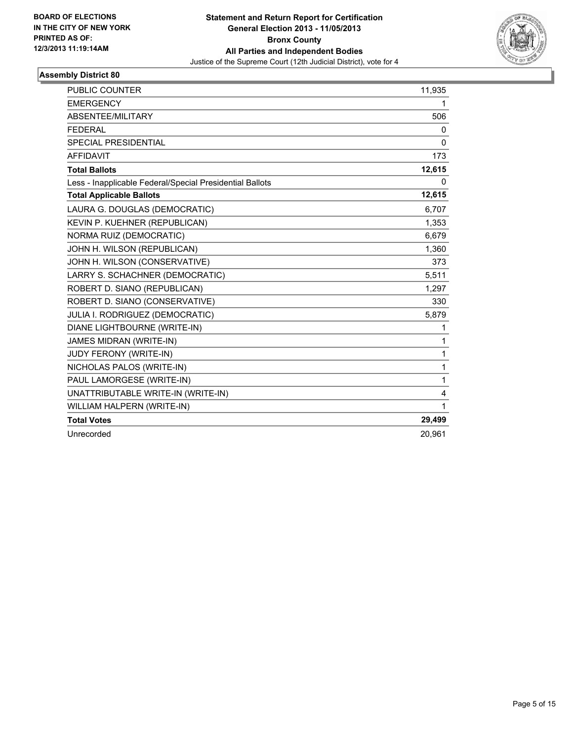**BOARD OF ELECTIONS IN THE CITY OF NEW YORK PRINTED AS OF: 12/3/2013 11:19:14AM**

**Statement and Return Report for Certification General Election 2013 - 11/05/2013 Bronx County All Parties and Independent Bodies**

Justice of the Supreme Court (12th Judicial District), vote for 4

## Assembly District 80

| | |
|---|---|
| PUBLIC COUNTER | 11,935 |
| EMERGENCY | 1 |
| ABSENTEE/MILITARY | 506 |
| FEDERAL | 0 |
| SPECIAL PRESIDENTIAL | 0 |
| AFFIDAVIT | 173 |
| **Total Ballots** | **12,615** |
| Less - Inapplicable Federal/Special Presidential Ballots | 0 |
| **Total Applicable Ballots** | **12,615** |
| LAURA G. DOUGLAS (DEMOCRATIC) | 6,707 |
| KEVIN P. KUEHNER (REPUBLICAN) | 1,353 |
| NORMA RUIZ (DEMOCRATIC) | 6,679 |
| JOHN H. WILSON (REPUBLICAN) | 1,360 |
| JOHN H. WILSON (CONSERVATIVE) | 373 |
| LARRY S. SCHACHNER (DEMOCRATIC) | 5,511 |
| ROBERT D. SIANO (REPUBLICAN) | 1,297 |
| ROBERT D. SIANO (CONSERVATIVE) | 330 |
| JULIA I. RODRIGUEZ (DEMOCRATIC) | 5,879 |
| DIANE LIGHTBOURNE (WRITE-IN) | 1 |
| JAMES MIDRAN (WRITE-IN) | 1 |
| JUDY FERONY (WRITE-IN) | 1 |
| NICHOLAS PALOS (WRITE-IN) | 1 |
| PAUL LAMORGESE (WRITE-IN) | 1 |
| UNATTRIBUTABLE WRITE-IN (WRITE-IN) | 4 |
| WILLIAM HALPERN (WRITE-IN) | 1 |
| **Total Votes** | **29,499** |
| Unrecorded | 20,961 |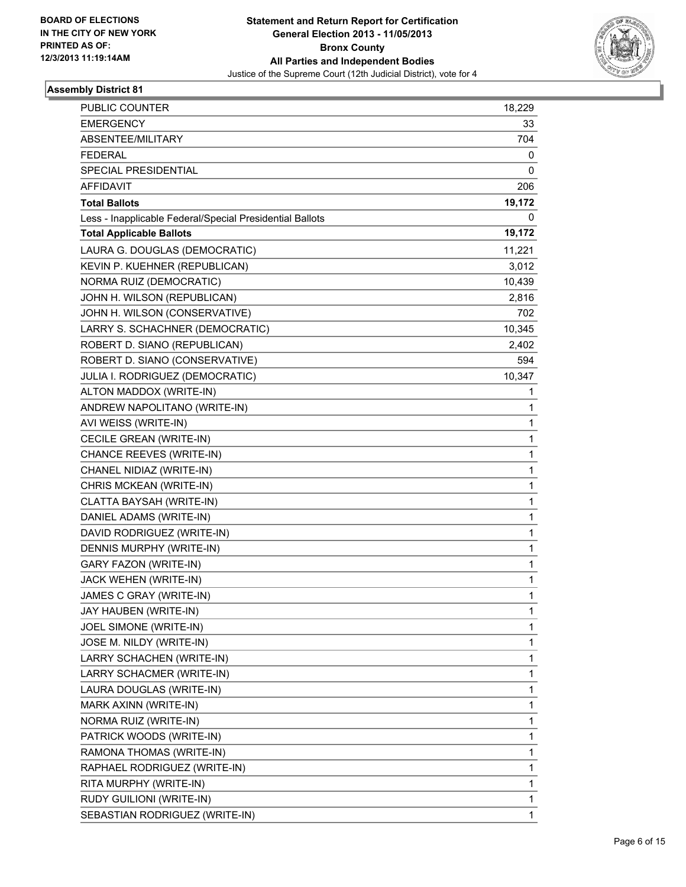**BOARD OF ELECTIONS IN THE CITY OF NEW YORK PRINTED AS OF: 12/3/2013 11:19:14AM**

**Statement and Return Report for Certification General Election 2013 - 11/05/2013 Bronx County All Parties and Independent Bodies**
Justice of the Supreme Court (12th Judicial District), vote for 4

### Assembly District 81

| | |
|---|---|
| PUBLIC COUNTER | 18,229 |
| EMERGENCY | 33 |
| ABSENTEE/MILITARY | 704 |
| FEDERAL | 0 |
| SPECIAL PRESIDENTIAL | 0 |
| AFFIDAVIT | 206 |
| **Total Ballots** | **19,172** |
| Less - Inapplicable Federal/Special Presidential Ballots | 0 |
| **Total Applicable Ballots** | **19,172** |
| LAURA G. DOUGLAS (DEMOCRATIC) | 11,221 |
| KEVIN P. KUEHNER (REPUBLICAN) | 3,012 |
| NORMA RUIZ (DEMOCRATIC) | 10,439 |
| JOHN H. WILSON (REPUBLICAN) | 2,816 |
| JOHN H. WILSON (CONSERVATIVE) | 702 |
| LARRY S. SCHACHNER (DEMOCRATIC) | 10,345 |
| ROBERT D. SIANO (REPUBLICAN) | 2,402 |
| ROBERT D. SIANO (CONSERVATIVE) | 594 |
| JULIA I. RODRIGUEZ (DEMOCRATIC) | 10,347 |
| ALTON MADDOX (WRITE-IN) | 1 |
| ANDREW NAPOLITANO (WRITE-IN) | 1 |
| AVI WEISS (WRITE-IN) | 1 |
| CECILE GREAN (WRITE-IN) | 1 |
| CHANCE REEVES (WRITE-IN) | 1 |
| CHANEL NIDIAZ (WRITE-IN) | 1 |
| CHRIS MCKEAN (WRITE-IN) | 1 |
| CLATTA BAYSAH (WRITE-IN) | 1 |
| DANIEL ADAMS (WRITE-IN) | 1 |
| DAVID RODRIGUEZ (WRITE-IN) | 1 |
| DENNIS MURPHY (WRITE-IN) | 1 |
| GARY FAZON (WRITE-IN) | 1 |
| JACK WEHEN (WRITE-IN) | 1 |
| JAMES C GRAY (WRITE-IN) | 1 |
| JAY HAUBEN (WRITE-IN) | 1 |
| JOEL SIMONE (WRITE-IN) | 1 |
| JOSE M. NILDY (WRITE-IN) | 1 |
| LARRY SCHACHEN (WRITE-IN) | 1 |
| LARRY SCHACMER (WRITE-IN) | 1 |
| LAURA DOUGLAS (WRITE-IN) | 1 |
| MARK AXINN (WRITE-IN) | 1 |
| NORMA RUIZ (WRITE-IN) | 1 |
| PATRICK WOODS (WRITE-IN) | 1 |
| RAMONA THOMAS (WRITE-IN) | 1 |
| RAPHAEL RODRIGUEZ (WRITE-IN) | 1 |
| RITA MURPHY (WRITE-IN) | 1 |
| RUDY GUILIONI (WRITE-IN) | 1 |
| SEBASTIAN RODRIGUEZ (WRITE-IN) | 1 |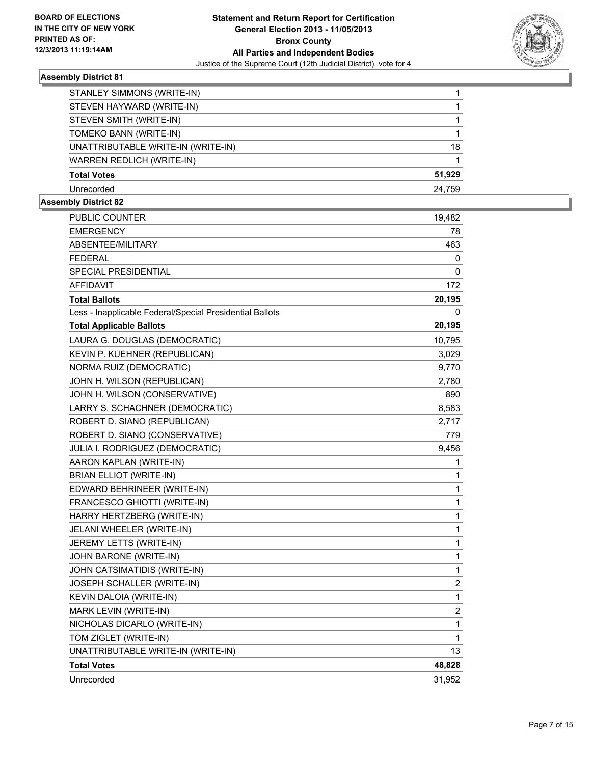**BOARD OF ELECTIONS IN THE CITY OF NEW YORK PRINTED AS OF: 12/3/2013 11:19:14AM**

**Statement and Return Report for Certification General Election 2013 - 11/05/2013 Bronx County All Parties and Independent Bodies**
Justice of the Supreme Court (12th Judicial District), vote for 4

### Assembly District 81

| | |
|---|---|
| STANLEY SIMMONS (WRITE-IN) | 1 |
| STEVEN HAYWARD (WRITE-IN) | 1 |
| STEVEN SMITH (WRITE-IN) | 1 |
| TOMEKO BANN (WRITE-IN) | 1 |
| UNATTRIBUTABLE WRITE-IN (WRITE-IN) | 18 |
| WARREN REDLICH (WRITE-IN) | 1 |
| **Total Votes** | **51,929** |
| Unrecorded | 24,759 |

### Assembly District 82

| | |
|---|---|
| PUBLIC COUNTER | 19,482 |
| EMERGENCY | 78 |
| ABSENTEE/MILITARY | 463 |
| FEDERAL | 0 |
| SPECIAL PRESIDENTIAL | 0 |
| AFFIDAVIT | 172 |
| **Total Ballots** | **20,195** |
| Less - Inapplicable Federal/Special Presidential Ballots | 0 |
| **Total Applicable Ballots** | **20,195** |
| LAURA G. DOUGLAS (DEMOCRATIC) | 10,795 |
| KEVIN P. KUEHNER (REPUBLICAN) | 3,029 |
| NORMA RUIZ (DEMOCRATIC) | 9,770 |
| JOHN H. WILSON (REPUBLICAN) | 2,780 |
| JOHN H. WILSON (CONSERVATIVE) | 890 |
| LARRY S. SCHACHNER (DEMOCRATIC) | 8,583 |
| ROBERT D. SIANO (REPUBLICAN) | 2,717 |
| ROBERT D. SIANO (CONSERVATIVE) | 779 |
| JULIA I. RODRIGUEZ (DEMOCRATIC) | 9,456 |
| AARON KAPLAN (WRITE-IN) | 1 |
| BRIAN ELLIOT (WRITE-IN) | 1 |
| EDWARD BEHRINEER (WRITE-IN) | 1 |
| FRANCESCO GHIOTTI (WRITE-IN) | 1 |
| HARRY HERTZBERG (WRITE-IN) | 1 |
| JELANI WHEELER (WRITE-IN) | 1 |
| JEREMY LETTS (WRITE-IN) | 1 |
| JOHN BARONE (WRITE-IN) | 1 |
| JOHN CATSIMATIDIS (WRITE-IN) | 1 |
| JOSEPH SCHALLER (WRITE-IN) | 2 |
| KEVIN DALOIA (WRITE-IN) | 1 |
| MARK LEVIN (WRITE-IN) | 2 |
| NICHOLAS DICARLO (WRITE-IN) | 1 |
| TOM ZIGLET (WRITE-IN) | 1 |
| UNATTRIBUTABLE WRITE-IN (WRITE-IN) | 13 |
| **Total Votes** | **48,828** |
| Unrecorded | 31,952 |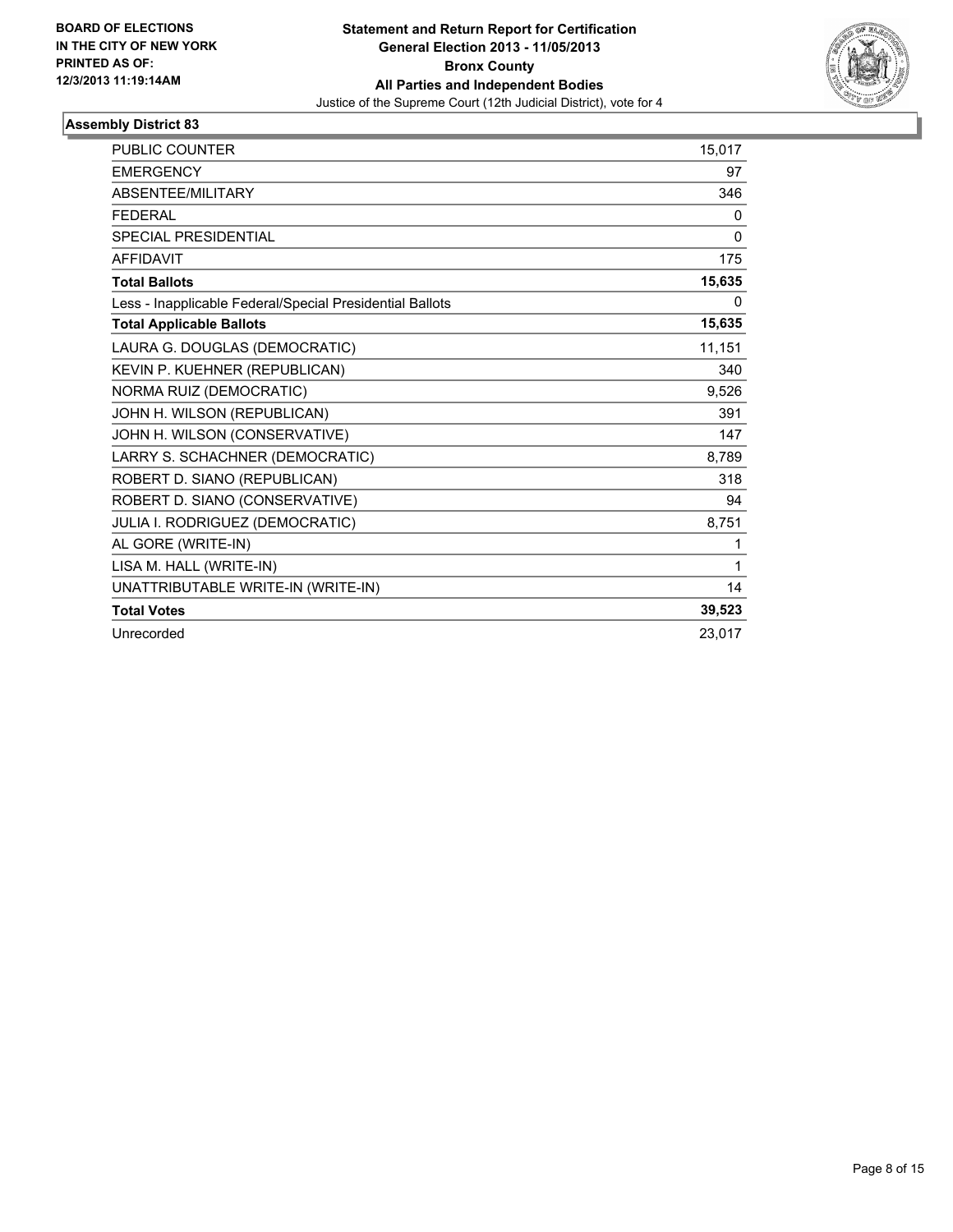**BOARD OF ELECTIONS IN THE CITY OF NEW YORK PRINTED AS OF: 12/3/2013 11:19:14AM**

**Statement and Return Report for Certification**
**General Election 2013 - 11/05/2013**
**Bronx County**
**All Parties and Independent Bodies**
Justice of the Supreme Court (12th Judicial District), vote for 4

## Assembly District 83

| | |
|---|---|
| PUBLIC COUNTER | 15,017 |
| EMERGENCY | 97 |
| ABSENTEE/MILITARY | 346 |
| FEDERAL | 0 |
| SPECIAL PRESIDENTIAL | 0 |
| AFFIDAVIT | 175 |
| **Total Ballots** | **15,635** |
| Less - Inapplicable Federal/Special Presidential Ballots | 0 |
| **Total Applicable Ballots** | **15,635** |
| LAURA G. DOUGLAS (DEMOCRATIC) | 11,151 |
| KEVIN P. KUEHNER (REPUBLICAN) | 340 |
| NORMA RUIZ (DEMOCRATIC) | 9,526 |
| JOHN H. WILSON (REPUBLICAN) | 391 |
| JOHN H. WILSON (CONSERVATIVE) | 147 |
| LARRY S. SCHACHNER (DEMOCRATIC) | 8,789 |
| ROBERT D. SIANO (REPUBLICAN) | 318 |
| ROBERT D. SIANO (CONSERVATIVE) | 94 |
| JULIA I. RODRIGUEZ (DEMOCRATIC) | 8,751 |
| AL GORE (WRITE-IN) | 1 |
| LISA M. HALL (WRITE-IN) | 1 |
| UNATTRIBUTABLE WRITE-IN (WRITE-IN) | 14 |
| **Total Votes** | **39,523** |
| Unrecorded | 23,017 |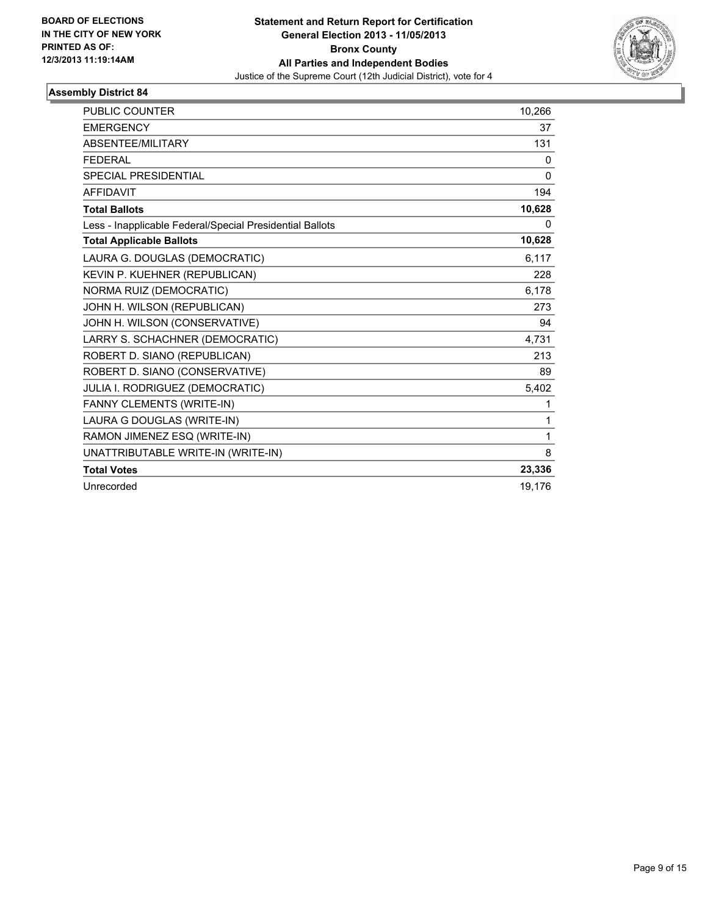**BOARD OF ELECTIONS IN THE CITY OF NEW YORK PRINTED AS OF: 12/3/2013 11:19:14AM**

**Statement and Return Report for Certification General Election 2013 - 11/05/2013 Bronx County All Parties and Independent Bodies**
Justice of the Supreme Court (12th Judicial District), vote for 4

### Assembly District 84

| | |
|---|---|
| PUBLIC COUNTER | 10,266 |
| EMERGENCY | 37 |
| ABSENTEE/MILITARY | 131 |
| FEDERAL | 0 |
| SPECIAL PRESIDENTIAL | 0 |
| AFFIDAVIT | 194 |
| **Total Ballots** | **10,628** |
| Less - Inapplicable Federal/Special Presidential Ballots | 0 |
| **Total Applicable Ballots** | **10,628** |
| LAURA G. DOUGLAS (DEMOCRATIC) | 6,117 |
| KEVIN P. KUEHNER (REPUBLICAN) | 228 |
| NORMA RUIZ (DEMOCRATIC) | 6,178 |
| JOHN H. WILSON (REPUBLICAN) | 273 |
| JOHN H. WILSON (CONSERVATIVE) | 94 |
| LARRY S. SCHACHNER (DEMOCRATIC) | 4,731 |
| ROBERT D. SIANO (REPUBLICAN) | 213 |
| ROBERT D. SIANO (CONSERVATIVE) | 89 |
| JULIA I. RODRIGUEZ (DEMOCRATIC) | 5,402 |
| FANNY CLEMENTS (WRITE-IN) | 1 |
| LAURA G DOUGLAS (WRITE-IN) | 1 |
| RAMON JIMENEZ ESQ (WRITE-IN) | 1 |
| UNATTRIBUTABLE WRITE-IN (WRITE-IN) | 8 |
| **Total Votes** | **23,336** |
| Unrecorded | 19,176 |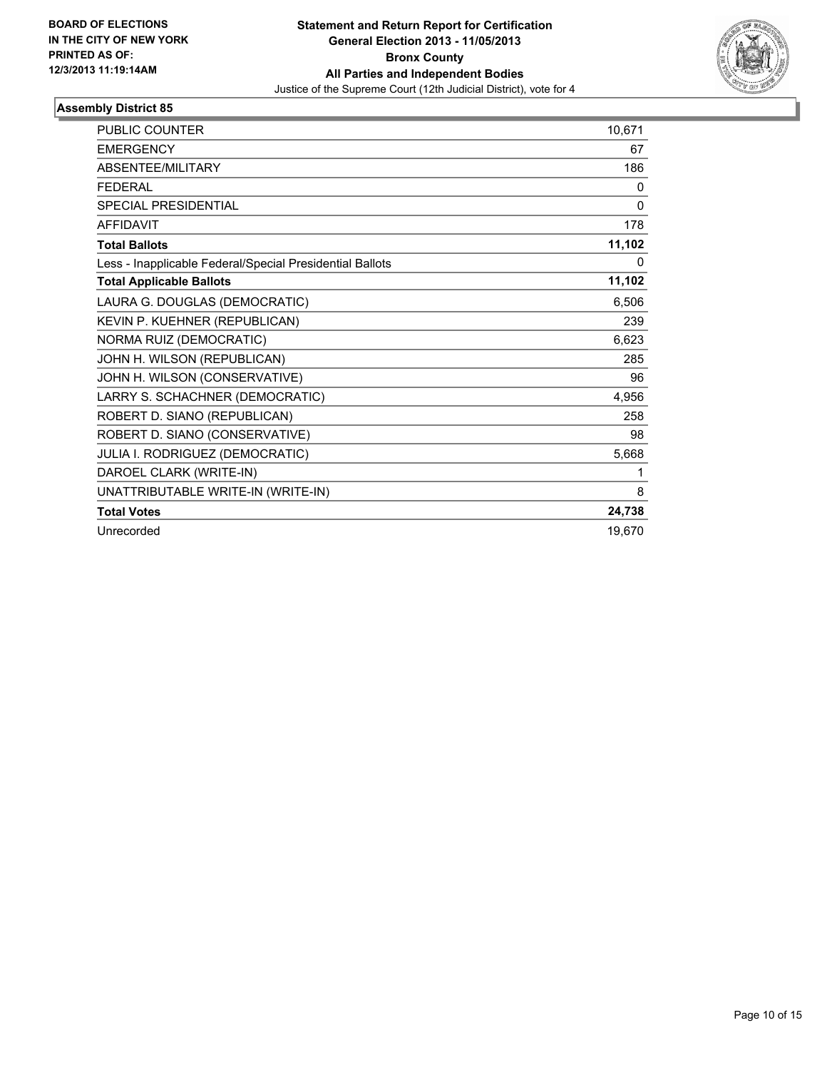**BOARD OF ELECTIONS IN THE CITY OF NEW YORK PRINTED AS OF: 12/3/2013 11:19:14AM**

**Statement and Return Report for Certification**
**General Election 2013 - 11/05/2013**
**Bronx County**
**All Parties and Independent Bodies**
Justice of the Supreme Court (12th Judicial District), vote for 4

### Assembly District 85

| | |
|---|---|
| PUBLIC COUNTER | 10,671 |
| EMERGENCY | 67 |
| ABSENTEE/MILITARY | 186 |
| FEDERAL | 0 |
| SPECIAL PRESIDENTIAL | 0 |
| AFFIDAVIT | 178 |
| **Total Ballots** | **11,102** |
| Less - Inapplicable Federal/Special Presidential Ballots | 0 |
| **Total Applicable Ballots** | **11,102** |
| LAURA G. DOUGLAS (DEMOCRATIC) | 6,506 |
| KEVIN P. KUEHNER (REPUBLICAN) | 239 |
| NORMA RUIZ (DEMOCRATIC) | 6,623 |
| JOHN H. WILSON (REPUBLICAN) | 285 |
| JOHN H. WILSON (CONSERVATIVE) | 96 |
| LARRY S. SCHACHNER (DEMOCRATIC) | 4,956 |
| ROBERT D. SIANO (REPUBLICAN) | 258 |
| ROBERT D. SIANO (CONSERVATIVE) | 98 |
| JULIA I. RODRIGUEZ (DEMOCRATIC) | 5,668 |
| DAROEL CLARK (WRITE-IN) | 1 |
| UNATTRIBUTABLE WRITE-IN (WRITE-IN) | 8 |
| **Total Votes** | **24,738** |
| Unrecorded | 19,670 |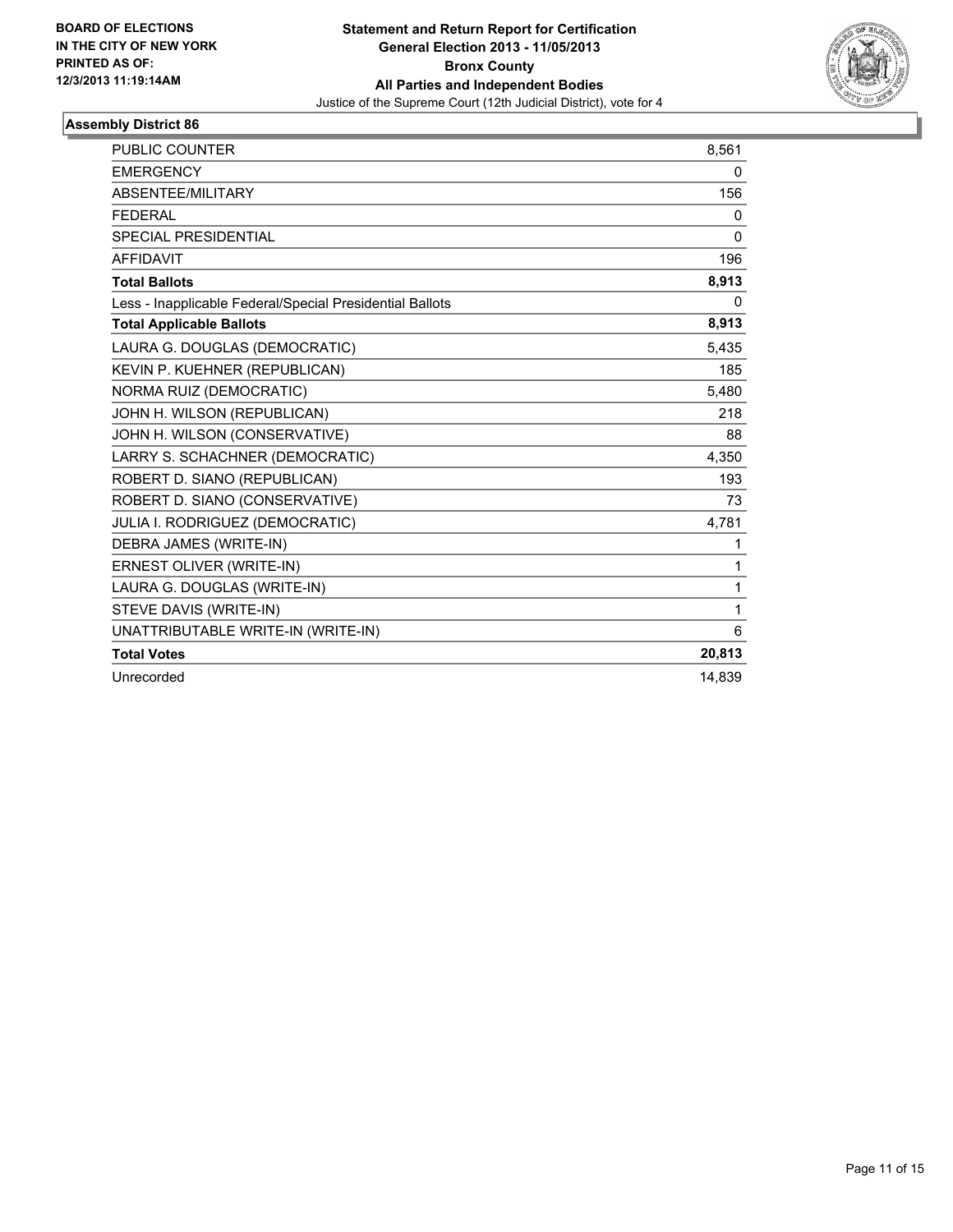**BOARD OF ELECTIONS IN THE CITY OF NEW YORK PRINTED AS OF: 12/3/2013 11:19:14AM**

**Statement and Return Report for Certification General Election 2013 - 11/05/2013 Bronx County All Parties and Independent Bodies**

Justice of the Supreme Court (12th Judicial District), vote for 4

## Assembly District 86

| | |
|---|---|
| PUBLIC COUNTER | 8,561 |
| EMERGENCY | 0 |
| ABSENTEE/MILITARY | 156 |
| FEDERAL | 0 |
| SPECIAL PRESIDENTIAL | 0 |
| AFFIDAVIT | 196 |
| **Total Ballots** | **8,913** |
| Less - Inapplicable Federal/Special Presidential Ballots | 0 |
| **Total Applicable Ballots** | **8,913** |
| LAURA G. DOUGLAS (DEMOCRATIC) | 5,435 |
| KEVIN P. KUEHNER (REPUBLICAN) | 185 |
| NORMA RUIZ (DEMOCRATIC) | 5,480 |
| JOHN H. WILSON (REPUBLICAN) | 218 |
| JOHN H. WILSON (CONSERVATIVE) | 88 |
| LARRY S. SCHACHNER (DEMOCRATIC) | 4,350 |
| ROBERT D. SIANO (REPUBLICAN) | 193 |
| ROBERT D. SIANO (CONSERVATIVE) | 73 |
| JULIA I. RODRIGUEZ (DEMOCRATIC) | 4,781 |
| DEBRA JAMES (WRITE-IN) | 1 |
| ERNEST OLIVER (WRITE-IN) | 1 |
| LAURA G. DOUGLAS (WRITE-IN) | 1 |
| STEVE DAVIS (WRITE-IN) | 1 |
| UNATTRIBUTABLE WRITE-IN (WRITE-IN) | 6 |
| **Total Votes** | **20,813** |
| Unrecorded | 14,839 |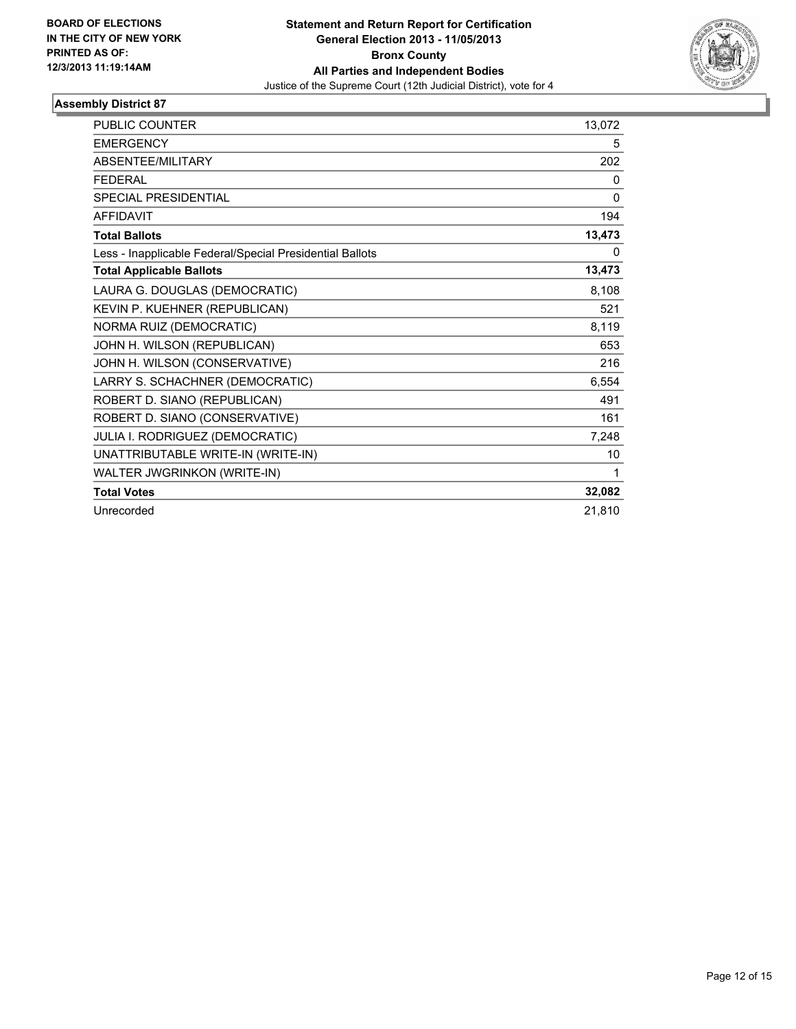**BOARD OF ELECTIONS IN THE CITY OF NEW YORK PRINTED AS OF: 12/3/2013 11:19:14AM**

**Statement and Return Report for Certification**
**General Election 2013 - 11/05/2013**
**Bronx County**
**All Parties and Independent Bodies**
Justice of the Supreme Court (12th Judicial District), vote for 4

## Assembly District 87

| | |
|---|---|
| PUBLIC COUNTER | 13,072 |
| EMERGENCY | 5 |
| ABSENTEE/MILITARY | 202 |
| FEDERAL | 0 |
| SPECIAL PRESIDENTIAL | 0 |
| AFFIDAVIT | 194 |
| **Total Ballots** | **13,473** |
| Less - Inapplicable Federal/Special Presidential Ballots | 0 |
| **Total Applicable Ballots** | **13,473** |
| LAURA G. DOUGLAS (DEMOCRATIC) | 8,108 |
| KEVIN P. KUEHNER (REPUBLICAN) | 521 |
| NORMA RUIZ (DEMOCRATIC) | 8,119 |
| JOHN H. WILSON (REPUBLICAN) | 653 |
| JOHN H. WILSON (CONSERVATIVE) | 216 |
| LARRY S. SCHACHNER (DEMOCRATIC) | 6,554 |
| ROBERT D. SIANO (REPUBLICAN) | 491 |
| ROBERT D. SIANO (CONSERVATIVE) | 161 |
| JULIA I. RODRIGUEZ (DEMOCRATIC) | 7,248 |
| UNATTRIBUTABLE WRITE-IN (WRITE-IN) | 10 |
| WALTER JWGRINKON (WRITE-IN) | 1 |
| **Total Votes** | **32,082** |
| Unrecorded | 21,810 |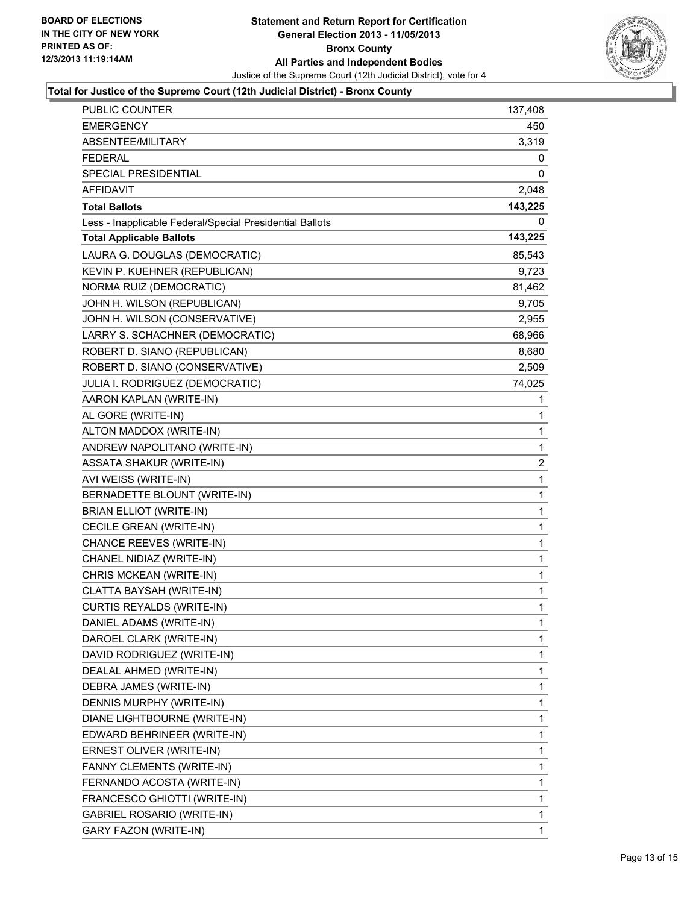BOARD OF ELECTIONS
IN THE CITY OF NEW YORK
PRINTED AS OF:
12/3/2013 11:19:14AM

**Statement and Return Report for Certification**
**General Election 2013 - 11/05/2013**
**Bronx County**
**All Parties and Independent Bodies**
Justice of the Supreme Court (12th Judicial District), vote for 4

**Total for Justice of the Supreme Court (12th Judicial District) - Bronx County**

| | |
|---|---|
| PUBLIC COUNTER | 137,408 |
| EMERGENCY | 450 |
| ABSENTEE/MILITARY | 3,319 |
| FEDERAL | 0 |
| SPECIAL PRESIDENTIAL | 0 |
| AFFIDAVIT | 2,048 |
| **Total Ballots** | **143,225** |
| Less - Inapplicable Federal/Special Presidential Ballots | 0 |
| **Total Applicable Ballots** | **143,225** |
| LAURA G. DOUGLAS (DEMOCRATIC) | 85,543 |
| KEVIN P. KUEHNER (REPUBLICAN) | 9,723 |
| NORMA RUIZ (DEMOCRATIC) | 81,462 |
| JOHN H. WILSON (REPUBLICAN) | 9,705 |
| JOHN H. WILSON (CONSERVATIVE) | 2,955 |
| LARRY S. SCHACHNER (DEMOCRATIC) | 68,966 |
| ROBERT D. SIANO (REPUBLICAN) | 8,680 |
| ROBERT D. SIANO (CONSERVATIVE) | 2,509 |
| JULIA I. RODRIGUEZ (DEMOCRATIC) | 74,025 |
| AARON KAPLAN (WRITE-IN) | 1 |
| AL GORE (WRITE-IN) | 1 |
| ALTON MADDOX (WRITE-IN) | 1 |
| ANDREW NAPOLITANO (WRITE-IN) | 1 |
| ASSATA SHAKUR (WRITE-IN) | 2 |
| AVI WEISS (WRITE-IN) | 1 |
| BERNADETTE BLOUNT (WRITE-IN) | 1 |
| BRIAN ELLIOT (WRITE-IN) | 1 |
| CECILE GREAN (WRITE-IN) | 1 |
| CHANCE REEVES (WRITE-IN) | 1 |
| CHANEL NIDIAZ (WRITE-IN) | 1 |
| CHRIS MCKEAN (WRITE-IN) | 1 |
| CLATTA BAYSAH (WRITE-IN) | 1 |
| CURTIS REYALDS (WRITE-IN) | 1 |
| DANIEL ADAMS (WRITE-IN) | 1 |
| DAROEL CLARK (WRITE-IN) | 1 |
| DAVID RODRIGUEZ (WRITE-IN) | 1 |
| DEALAL AHMED (WRITE-IN) | 1 |
| DEBRA JAMES (WRITE-IN) | 1 |
| DENNIS MURPHY (WRITE-IN) | 1 |
| DIANE LIGHTBOURNE (WRITE-IN) | 1 |
| EDWARD BEHRINEER (WRITE-IN) | 1 |
| ERNEST OLIVER (WRITE-IN) | 1 |
| FANNY CLEMENTS (WRITE-IN) | 1 |
| FERNANDO ACOSTA (WRITE-IN) | 1 |
| FRANCESCO GHIOTTI (WRITE-IN) | 1 |
| GABRIEL ROSARIO (WRITE-IN) | 1 |
| GARY FAZON (WRITE-IN) | 1 |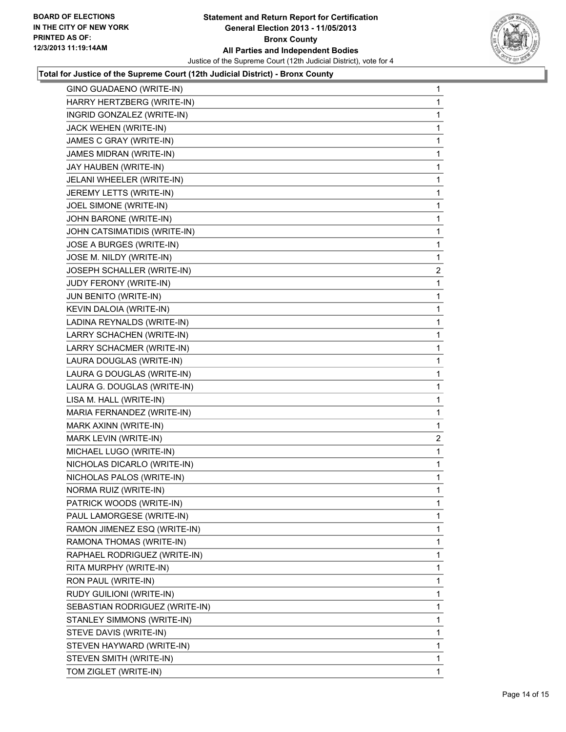BOARD OF ELECTIONS
IN THE CITY OF NEW YORK
PRINTED AS OF:
12/3/2013 11:19:14AM

**Statement and Return Report for Certification**
**General Election 2013 - 11/05/2013**
**Bronx County**
**All Parties and Independent Bodies**
Justice of the Supreme Court (12th Judicial District), vote for 4

**Total for Justice of the Supreme Court (12th Judicial District) - Bronx County**

| | |
|---|---|
| GINO GUADAENO (WRITE-IN) | 1 |
| HARRY HERTZBERG (WRITE-IN) | 1 |
| INGRID GONZALEZ (WRITE-IN) | 1 |
| JACK WEHEN (WRITE-IN) | 1 |
| JAMES C GRAY (WRITE-IN) | 1 |
| JAMES MIDRAN (WRITE-IN) | 1 |
| JAY HAUBEN (WRITE-IN) | 1 |
| JELANI WHEELER (WRITE-IN) | 1 |
| JEREMY LETTS (WRITE-IN) | 1 |
| JOEL SIMONE (WRITE-IN) | 1 |
| JOHN BARONE (WRITE-IN) | 1 |
| JOHN CATSIMATIDIS (WRITE-IN) | 1 |
| JOSE A BURGES (WRITE-IN) | 1 |
| JOSE M. NILDY (WRITE-IN) | 1 |
| JOSEPH SCHALLER (WRITE-IN) | 2 |
| JUDY FERONY (WRITE-IN) | 1 |
| JUN BENITO (WRITE-IN) | 1 |
| KEVIN DALOIA (WRITE-IN) | 1 |
| LADINA REYNALDS (WRITE-IN) | 1 |
| LARRY SCHACHEN (WRITE-IN) | 1 |
| LARRY SCHACMER (WRITE-IN) | 1 |
| LAURA DOUGLAS (WRITE-IN) | 1 |
| LAURA G DOUGLAS (WRITE-IN) | 1 |
| LAURA G. DOUGLAS (WRITE-IN) | 1 |
| LISA M. HALL (WRITE-IN) | 1 |
| MARIA FERNANDEZ (WRITE-IN) | 1 |
| MARK AXINN (WRITE-IN) | 1 |
| MARK LEVIN (WRITE-IN) | 2 |
| MICHAEL LUGO (WRITE-IN) | 1 |
| NICHOLAS DICARLO (WRITE-IN) | 1 |
| NICHOLAS PALOS (WRITE-IN) | 1 |
| NORMA RUIZ (WRITE-IN) | 1 |
| PATRICK WOODS (WRITE-IN) | 1 |
| PAUL LAMORGESE (WRITE-IN) | 1 |
| RAMON JIMENEZ ESQ (WRITE-IN) | 1 |
| RAMONA THOMAS (WRITE-IN) | 1 |
| RAPHAEL RODRIGUEZ (WRITE-IN) | 1 |
| RITA MURPHY (WRITE-IN) | 1 |
| RON PAUL (WRITE-IN) | 1 |
| RUDY GUILIONI (WRITE-IN) | 1 |
| SEBASTIAN RODRIGUEZ (WRITE-IN) | 1 |
| STANLEY SIMMONS (WRITE-IN) | 1 |
| STEVE DAVIS (WRITE-IN) | 1 |
| STEVEN HAYWARD (WRITE-IN) | 1 |
| STEVEN SMITH (WRITE-IN) | 1 |
| TOM ZIGLET (WRITE-IN) | 1 |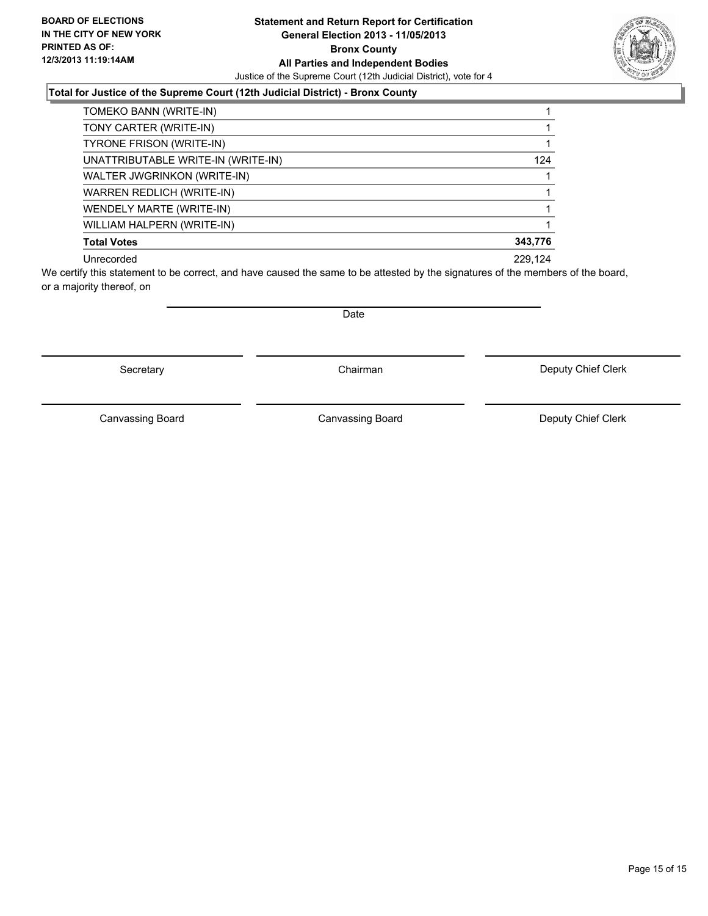**BOARD OF ELECTIONS IN THE CITY OF NEW YORK PRINTED AS OF: 12/3/2013 11:19:14AM**

**Statement and Return Report for Certification General Election 2013 - 11/05/2013 Bronx County All Parties and Independent Bodies**

Justice of the Supreme Court (12th Judicial District), vote for 4

**Total for Justice of the Supreme Court (12th Judicial District) - Bronx County**

| | |
|---|---|
| TOMEKO BANN (WRITE-IN) | 1 |
| TONY CARTER (WRITE-IN) | 1 |
| TYRONE FRISON (WRITE-IN) | 1 |
| UNATTRIBUTABLE WRITE-IN (WRITE-IN) | 124 |
| WALTER JWGRINKON (WRITE-IN) | 1 |
| WARREN REDLICH (WRITE-IN) | 1 |
| WENDELY MARTE (WRITE-IN) | 1 |
| WILLIAM HALPERN (WRITE-IN) | 1 |
| **Total Votes** | **343,776** |
| Unrecorded | 229,124 |

We certify this statement to be correct, and have caused the same to be attested by the signatures of the members of the board, or a majority thereof, on

Date

Secretary | Chairman | Deputy Chief Clerk

Canvassing Board | Canvassing Board | Deputy Chief Clerk